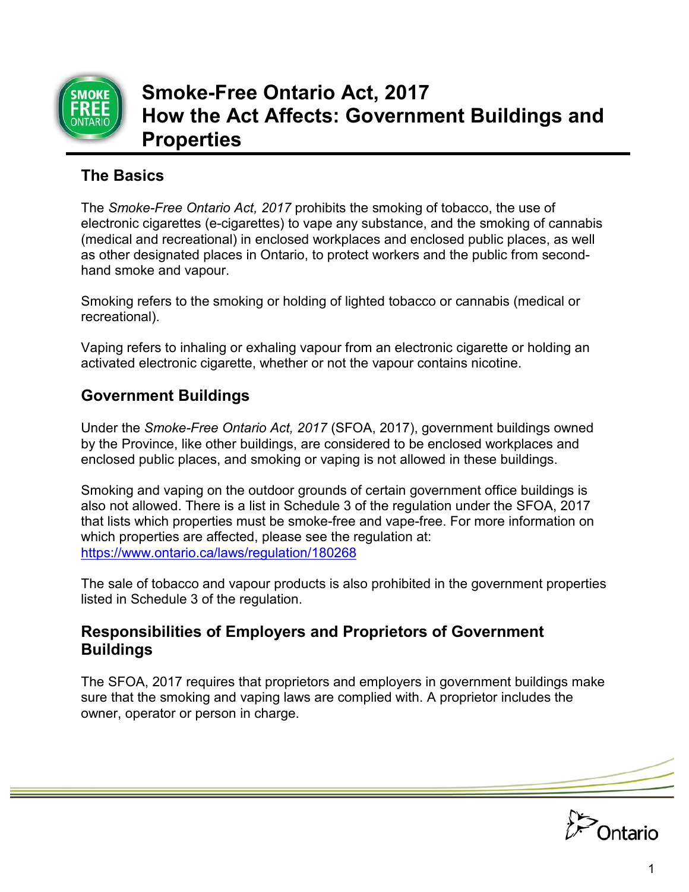# Smoke-Free Ontario Act, 2017
# How the Act Affects: Government Buildings and Properties

## The Basics

The *Smoke-Free Ontario Act, 2017* prohibits the smoking of tobacco, the use of electronic cigarettes (e-cigarettes) to vape any substance, and the smoking of cannabis (medical and recreational) in enclosed workplaces and enclosed public places, as well as other designated places in Ontario, to protect workers and the public from second-hand smoke and vapour.

Smoking refers to the smoking or holding of lighted tobacco or cannabis (medical or recreational).

Vaping refers to inhaling or exhaling vapour from an electronic cigarette or holding an activated electronic cigarette, whether or not the vapour contains nicotine.

## Government Buildings

Under the *Smoke-Free Ontario Act, 2017* (SFOA, 2017), government buildings owned by the Province, like other buildings, are considered to be enclosed workplaces and enclosed public places, and smoking or vaping is not allowed in these buildings.

Smoking and vaping on the outdoor grounds of certain government office buildings is also not allowed. There is a list in Schedule 3 of the regulation under the SFOA, 2017 that lists which properties must be smoke-free and vape-free. For more information on which properties are affected, please see the regulation at: https://www.ontario.ca/laws/regulation/180268

The sale of tobacco and vapour products is also prohibited in the government properties listed in Schedule 3 of the regulation.

## Responsibilities of Employers and Proprietors of Government Buildings

The SFOA, 2017 requires that proprietors and employers in government buildings make sure that the smoking and vaping laws are complied with. A proprietor includes the owner, operator or person in charge.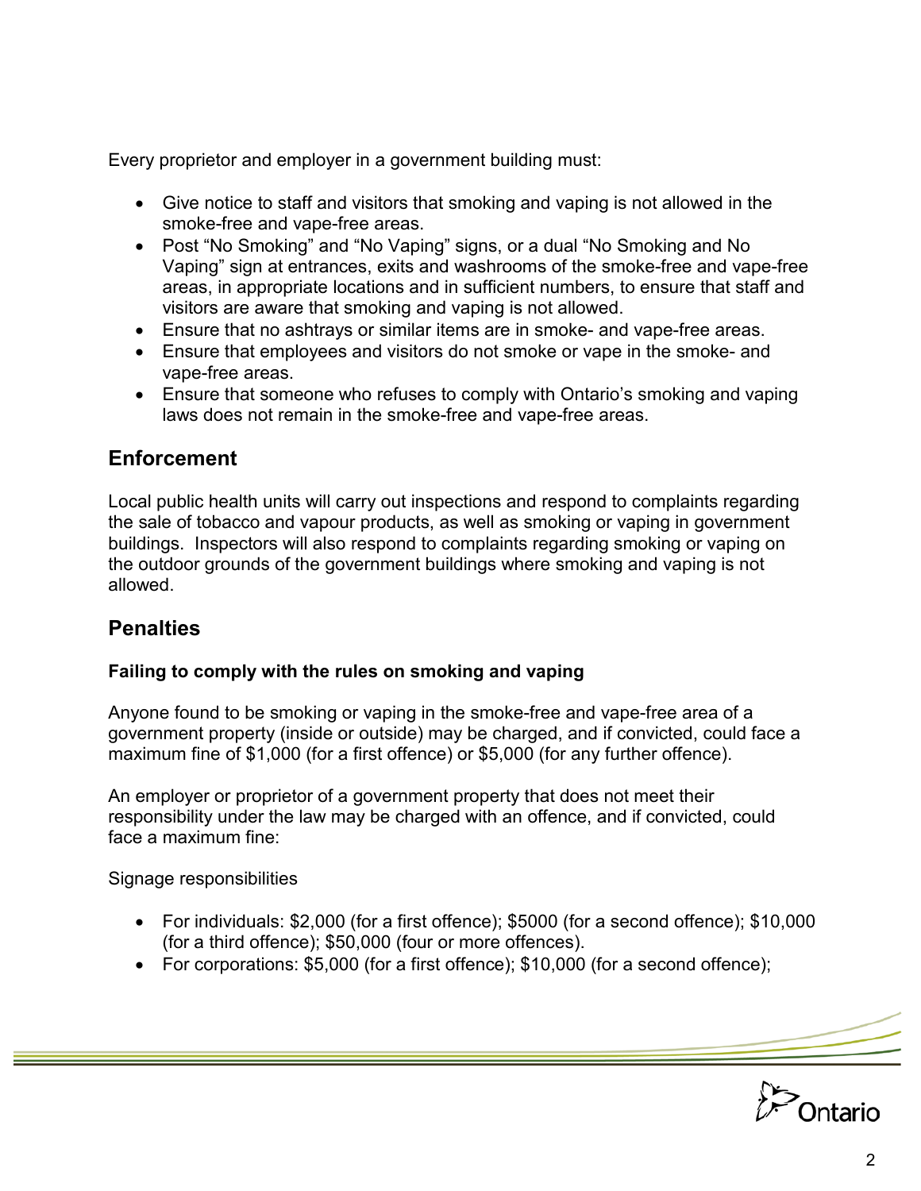Every proprietor and employer in a government building must:

- Give notice to staff and visitors that smoking and vaping is not allowed in the smoke-free and vape-free areas.
- Post "No Smoking" and "No Vaping" signs, or a dual "No Smoking and No Vaping" sign at entrances, exits and washrooms of the smoke-free and vape-free areas, in appropriate locations and in sufficient numbers, to ensure that staff and visitors are aware that smoking and vaping is not allowed.
- Ensure that no ashtrays or similar items are in smoke- and vape-free areas.
- Ensure that employees and visitors do not smoke or vape in the smoke- and vape-free areas.
- Ensure that someone who refuses to comply with Ontario's smoking and vaping laws does not remain in the smoke-free and vape-free areas.

## Enforcement

Local public health units will carry out inspections and respond to complaints regarding the sale of tobacco and vapour products, as well as smoking or vaping in government buildings. Inspectors will also respond to complaints regarding smoking or vaping on the outdoor grounds of the government buildings where smoking and vaping is not allowed.

## Penalties

**Failing to comply with the rules on smoking and vaping**

Anyone found to be smoking or vaping in the smoke-free and vape-free area of a government property (inside or outside) may be charged, and if convicted, could face a maximum fine of $1,000 (for a first offence) or $5,000 (for any further offence).

An employer or proprietor of a government property that does not meet their responsibility under the law may be charged with an offence, and if convicted, could face a maximum fine:

Signage responsibilities

- For individuals: $2,000 (for a first offence); $5000 (for a second offence); $10,000 (for a third offence); $50,000 (four or more offences).
- For corporations: $5,000 (for a first offence); $10,000 (for a second offence);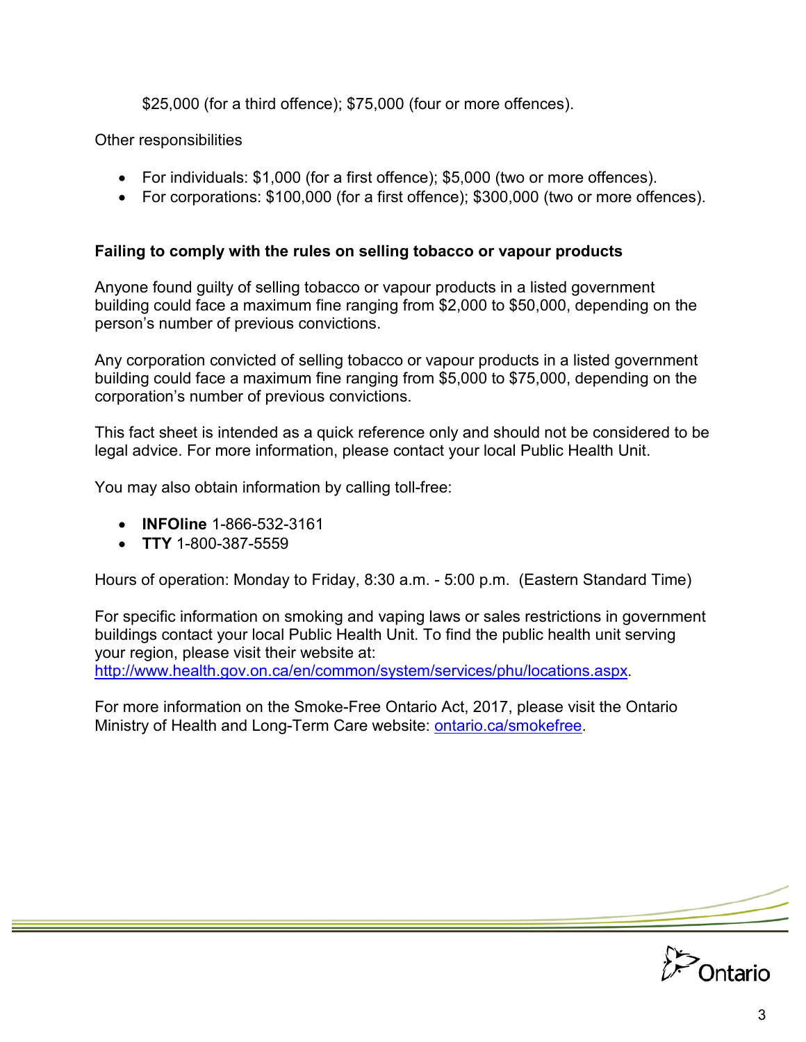$25,000 (for a third offence); $75,000 (four or more offences).

Other responsibilities

- For individuals: $1,000 (for a first offence); $5,000 (two or more offences).
- For corporations: $100,000 (for a first offence); $300,000 (two or more offences).

**Failing to comply with the rules on selling tobacco or vapour products**

Anyone found guilty of selling tobacco or vapour products in a listed government building could face a maximum fine ranging from $2,000 to $50,000, depending on the person's number of previous convictions.

Any corporation convicted of selling tobacco or vapour products in a listed government building could face a maximum fine ranging from $5,000 to $75,000, depending on the corporation's number of previous convictions.

This fact sheet is intended as a quick reference only and should not be considered to be legal advice. For more information, please contact your local Public Health Unit.

You may also obtain information by calling toll-free:

- **INFOline** 1-866-532-3161
- **TTY** 1-800-387-5559

Hours of operation: Monday to Friday, 8:30 a.m. - 5:00 p.m. (Eastern Standard Time)

For specific information on smoking and vaping laws or sales restrictions in government buildings contact your local Public Health Unit. To find the public health unit serving your region, please visit their website at: [http://www.health.gov.on.ca/en/common/system/services/phu/locations.aspx](http://www.health.gov.on.ca/en/common/system/services/phu/locations.aspx).

For more information on the Smoke-Free Ontario Act, 2017, please visit the Ontario Ministry of Health and Long-Term Care website: [ontario.ca/smokefree](ontario.ca/smokefree).